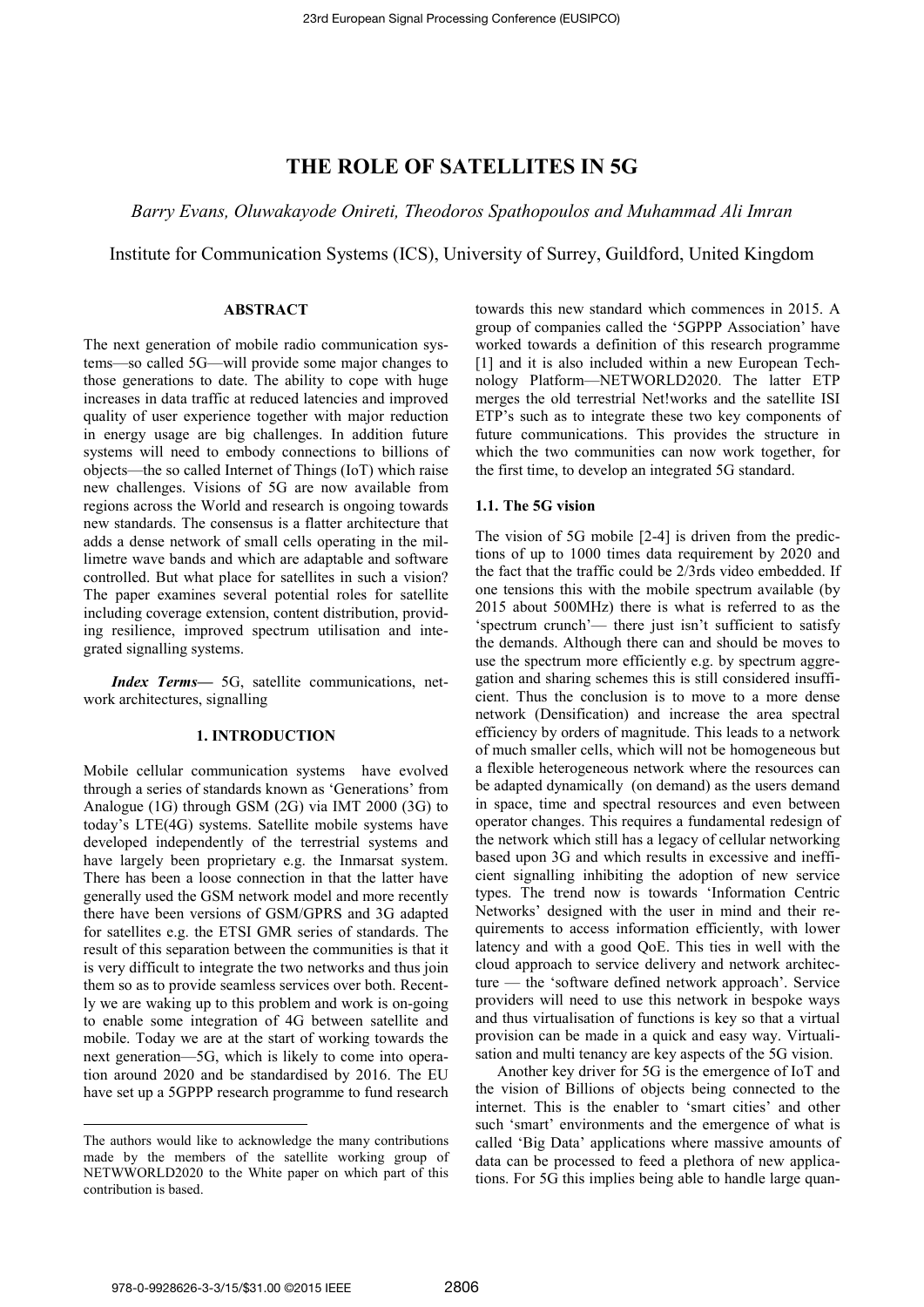#### THE ROLE OF SATELLITES IN 5G

*Barry Evans, Oluwakayode Onireti, Theodoros Spathopoulos and Muhammad Ali Imran*

Institute for Communication Systems (ICS), University of Surrey, Guildford, United Kingdom

## ABSTRACT

The next generation of mobile radio communication systems—so called 5G—will provide some major changes to those generations to date. The ability to cope with huge increases in data traffic at reduced latencies and improved quality of user experience together with major reduction in energy usage are big challenges. In addition future systems will need to embody connections to billions of objects—the so called Internet of Things (IoT) which raise new challenges. Visions of 5G are now available from regions across the World and research is ongoing towards new standards. The consensus is a flatter architecture that adds a dense network of small cells operating in the millimetre wave bands and which are adaptable and software controlled. But what place for satellites in such a vision? The paper examines several potential roles for satellite including coverage extension, content distribution, providing resilience, improved spectrum utilisation and integrated signalling systems.

***Index Terms***— 5G, satellite communications, network architectures, signalling

## 1. INTRODUCTION

Mobile cellular communication systems have evolved through a series of standards known as 'Generations' from Analogue (1G) through GSM (2G) via IMT 2000 (3G) to today's LTE(4G) systems. Satellite mobile systems have developed independently of the terrestrial systems and have largely been proprietary e.g. the Inmarsat system. There has been a loose connection in that the latter have generally used the GSM network model and more recently there have been versions of GSM/GPRS and 3G adapted for satellites e.g. the ETSI GMR series of standards. The result of this separation between the communities is that it is very difficult to integrate the two networks and thus join them so as to provide seamless services over both. Recently we are waking up to this problem and work is on-going to enable some integration of 4G between satellite and mobile. Today we are at the start of working towards the next generation—5G, which is likely to come into operation around 2020 and be standardised by 2016. The EU have set up a 5GPPP research programme to fund research towards this new standard which commences in 2015. A group of companies called the '5GPPP Association' have worked towards a definition of this research programme [1] and it is also included within a new European Technology Platform—NETWORLD2020. The latter ETP merges the old terrestrial Net!works and the satellite ISI ETP's such as to integrate these two key components of future communications. This provides the structure in which the two communities can now work together, for the first time, to develop an integrated 5G standard.

### 1.1. The 5G vision

The vision of 5G mobile [2-4] is driven from the predictions of up to 1000 times data requirement by 2020 and the fact that the traffic could be 2/3rds video embedded. If one tensions this with the mobile spectrum available (by 2015 about 500MHz) there is what is referred to as the 'spectrum crunch'— there just isn't sufficient to satisfy the demands. Although there can and should be moves to use the spectrum more efficiently e.g. by spectrum aggregation and sharing schemes this is still considered insufficient. Thus the conclusion is to move to a more dense network (Densification) and increase the area spectral efficiency by orders of magnitude. This leads to a network of much smaller cells, which will not be homogeneous but a flexible heterogeneous network where the resources can be adapted dynamically (on demand) as the users demand in space, time and spectral resources and even between operator changes. This requires a fundamental redesign of the network which still has a legacy of cellular networking based upon 3G and which results in excessive and inefficient signalling inhibiting the adoption of new service types. The trend now is towards 'Information Centric Networks' designed with the user in mind and their requirements to access information efficiently, with lower latency and with a good QoE. This ties in well with the cloud approach to service delivery and network architecture — the 'software defined network approach'. Service providers will need to use this network in bespoke ways and thus virtualisation of functions is key so that a virtual provision can be made in a quick and easy way. Virtualisation and multi tenancy are key aspects of the 5G vision.

Another key driver for 5G is the emergence of IoT and the vision of Billions of objects being connected to the internet. This is the enabler to 'smart cities' and other such 'smart' environments and the emergence of what is called 'Big Data' applications where massive amounts of data can be processed to feed a plethora of new applications. For 5G this implies being able to handle large quan-

---

The authors would like to acknowledge the many contributions made by the members of the satellite working group of NETWWORLD2020 to the White paper on which part of this contribution is based.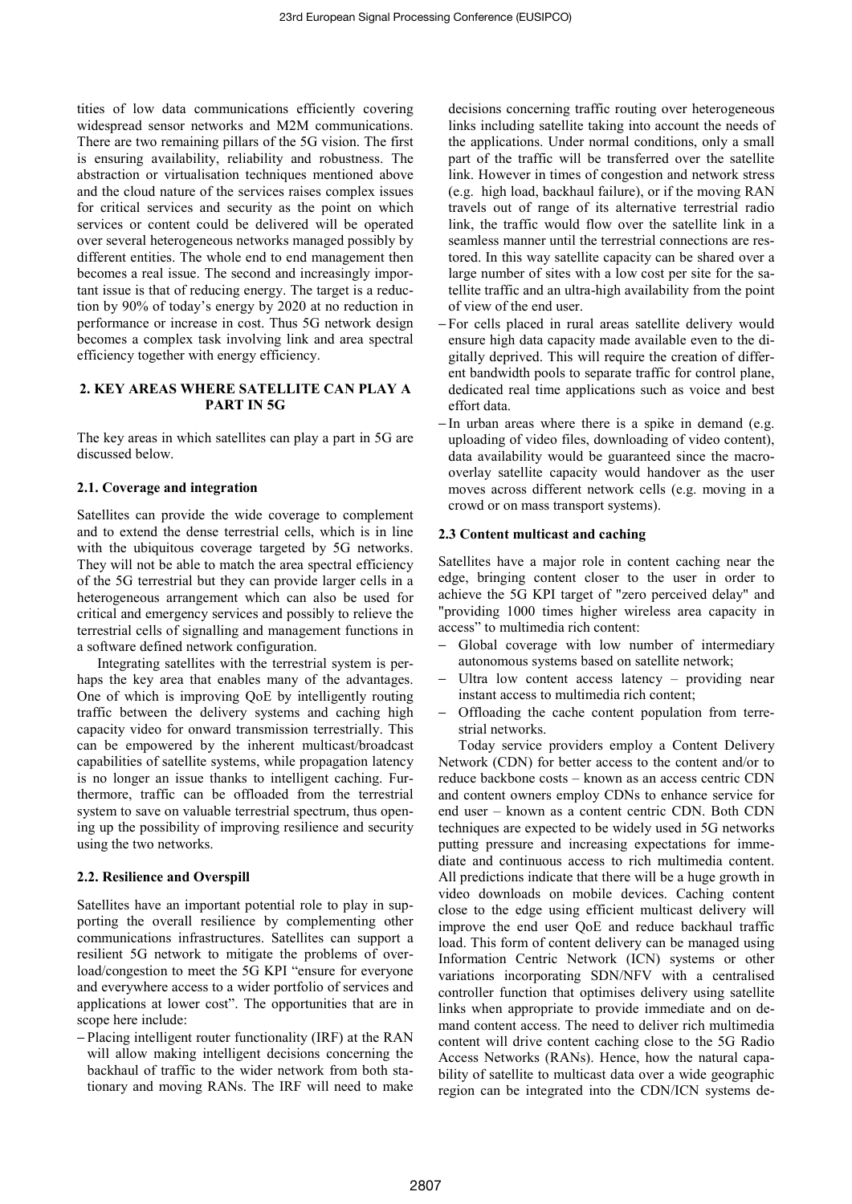tities of low data communications efficiently covering widespread sensor networks and M2M communications. There are two remaining pillars of the 5G vision. The first is ensuring availability, reliability and robustness. The abstraction or virtualisation techniques mentioned above and the cloud nature of the services raises complex issues for critical services and security as the point on which services or content could be delivered will be operated over several heterogeneous networks managed possibly by different entities. The whole end to end management then becomes a real issue. The second and increasingly important issue is that of reducing energy. The target is a reduction by 90% of today's energy by 2020 at no reduction in performance or increase in cost. Thus 5G network design becomes a complex task involving link and area spectral efficiency together with energy efficiency.

## 2. KEY AREAS WHERE SATELLITE CAN PLAY A PART IN 5G

The key areas in which satellites can play a part in 5G are discussed below.

### 2.1. Coverage and integration

Satellites can provide the wide coverage to complement and to extend the dense terrestrial cells, which is in line with the ubiquitous coverage targeted by 5G networks. They will not be able to match the area spectral efficiency of the 5G terrestrial but they can provide larger cells in a heterogeneous arrangement which can also be used for critical and emergency services and possibly to relieve the terrestrial cells of signalling and management functions in a software defined network configuration.

Integrating satellites with the terrestrial system is perhaps the key area that enables many of the advantages. One of which is improving QoE by intelligently routing traffic between the delivery systems and caching high capacity video for onward transmission terrestrially. This can be empowered by the inherent multicast/broadcast capabilities of satellite systems, while propagation latency is no longer an issue thanks to intelligent caching. Furthermore, traffic can be offloaded from the terrestrial system to save on valuable terrestrial spectrum, thus opening up the possibility of improving resilience and security using the two networks.

### 2.2. Resilience and Overspill

Satellites have an important potential role to play in supporting the overall resilience by complementing other communications infrastructures. Satellites can support a resilient 5G network to mitigate the problems of overload/congestion to meet the 5G KPI "ensure for everyone and everywhere access to a wider portfolio of services and applications at lower cost". The opportunities that are in scope here include:

- Placing intelligent router functionality (IRF) at the RAN will allow making intelligent decisions concerning the backhaul of traffic to the wider network from both stationary and moving RANs. The IRF will need to make decisions concerning traffic routing over heterogeneous links including satellite taking into account the needs of the applications. Under normal conditions, only a small part of the traffic will be transferred over the satellite link. However in times of congestion and network stress (e.g. high load, backhaul failure), or if the moving RAN travels out of range of its alternative terrestrial radio link, the traffic would flow over the satellite link in a seamless manner until the terrestrial connections are restored. In this way satellite capacity can be shared over a large number of sites with a low cost per site for the satellite traffic and an ultra-high availability from the point of view of the end user.
- For cells placed in rural areas satellite delivery would ensure high data capacity made available even to the digitally deprived. This will require the creation of different bandwidth pools to separate traffic for control plane, dedicated real time applications such as voice and best effort data.
- In urban areas where there is a spike in demand (e.g. uploading of video files, downloading of video content), data availability would be guaranteed since the macro-overlay satellite capacity would handover as the user moves across different network cells (e.g. moving in a crowd or on mass transport systems).

### 2.3 Content multicast and caching

Satellites have a major role in content caching near the edge, bringing content closer to the user in order to achieve the 5G KPI target of "zero perceived delay" and "providing 1000 times higher wireless area capacity in access" to multimedia rich content:

- Global coverage with low number of intermediary autonomous systems based on satellite network;
- Ultra low content access latency – providing near instant access to multimedia rich content;
- Offloading the cache content population from terrestrial networks.

Today service providers employ a Content Delivery Network (CDN) for better access to the content and/or to reduce backbone costs – known as an access centric CDN and content owners employ CDNs to enhance service for end user – known as a content centric CDN. Both CDN techniques are expected to be widely used in 5G networks putting pressure and increasing expectations for immediate and continuous access to rich multimedia content. All predictions indicate that there will be a huge growth in video downloads on mobile devices. Caching content close to the edge using efficient multicast delivery will improve the end user QoE and reduce backhaul traffic load. This form of content delivery can be managed using Information Centric Network (ICN) systems or other variations incorporating SDN/NFV with a centralised controller function that optimises delivery using satellite links when appropriate to provide immediate and on demand content access. The need to deliver rich multimedia content will drive content caching close to the 5G Radio Access Networks (RANs). Hence, how the natural capability of satellite to multicast data over a wide geographic region can be integrated into the CDN/ICN systems de-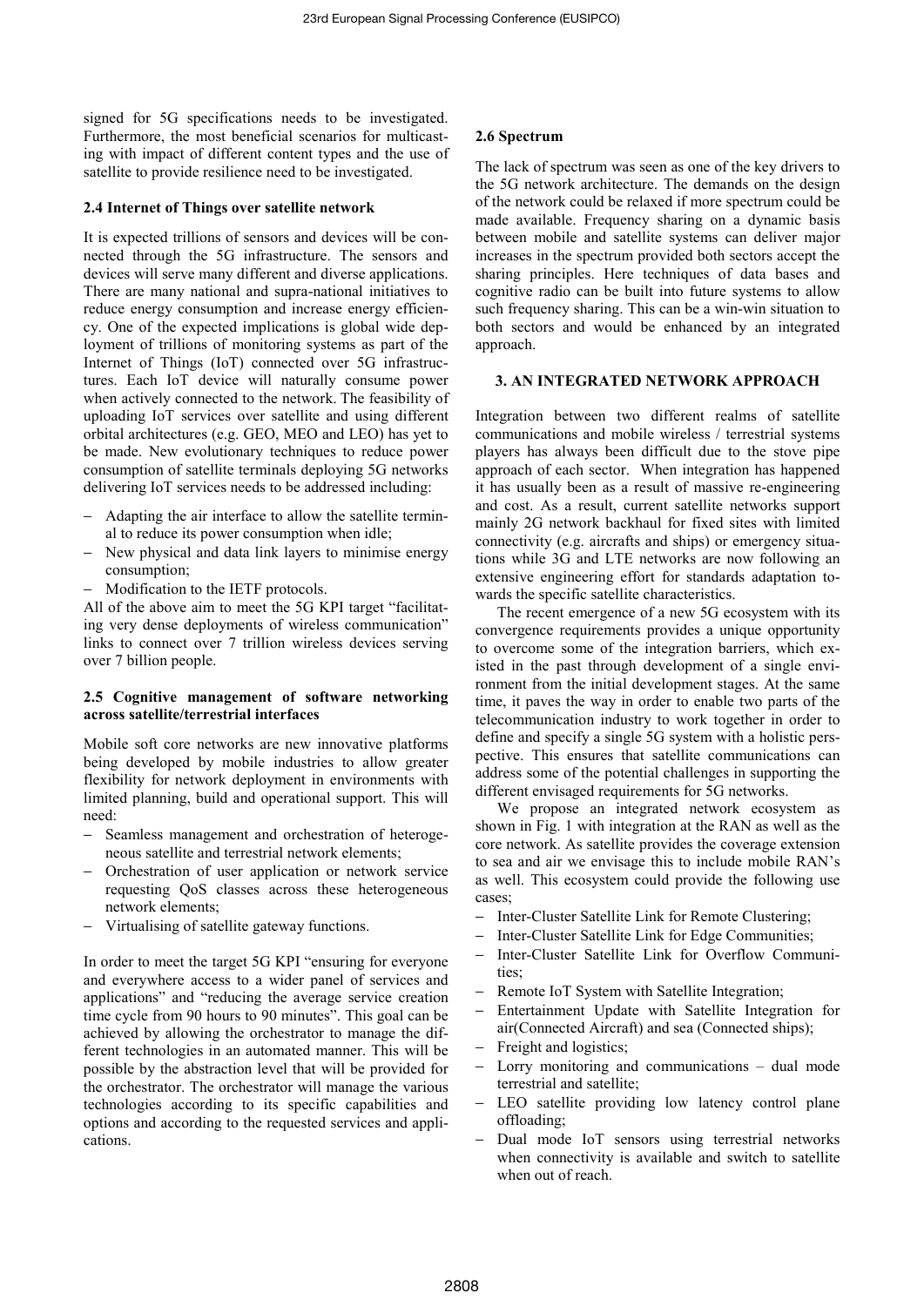signed for 5G specifications needs to be investigated. Furthermore, the most beneficial scenarios for multicasting with impact of different content types and the use of satellite to provide resilience need to be investigated.

### 2.4 Internet of Things over satellite network

It is expected trillions of sensors and devices will be connected through the 5G infrastructure. The sensors and devices will serve many different and diverse applications. There are many national and supra-national initiatives to reduce energy consumption and increase energy efficiency. One of the expected implications is global wide deployment of trillions of monitoring systems as part of the Internet of Things (IoT) connected over 5G infrastructures. Each IoT device will naturally consume power when actively connected to the network. The feasibility of uploading IoT services over satellite and using different orbital architectures (e.g. GEO, MEO and LEO) has yet to be made. New evolutionary techniques to reduce power consumption of satellite terminals deploying 5G networks delivering IoT services needs to be addressed including:

- Adapting the air interface to allow the satellite terminal to reduce its power consumption when idle;
- New physical and data link layers to minimise energy consumption;
- Modification to the IETF protocols.

All of the above aim to meet the 5G KPI target "facilitating very dense deployments of wireless communication" links to connect over 7 trillion wireless devices serving over 7 billion people.

### 2.5 Cognitive management of software networking across satellite/terrestrial interfaces

Mobile soft core networks are new innovative platforms being developed by mobile industries to allow greater flexibility for network deployment in environments with limited planning, build and operational support. This will need:

- Seamless management and orchestration of heterogeneous satellite and terrestrial network elements;
- Orchestration of user application or network service requesting QoS classes across these heterogeneous network elements;
- Virtualising of satellite gateway functions.

In order to meet the target 5G KPI "ensuring for everyone and everywhere access to a wider panel of services and applications" and "reducing the average service creation time cycle from 90 hours to 90 minutes". This goal can be achieved by allowing the orchestrator to manage the different technologies in an automated manner. This will be possible by the abstraction level that will be provided for the orchestrator. The orchestrator will manage the various technologies according to its specific capabilities and options and according to the requested services and applications.

### 2.6 Spectrum

The lack of spectrum was seen as one of the key drivers to the 5G network architecture. The demands on the design of the network could be relaxed if more spectrum could be made available. Frequency sharing on a dynamic basis between mobile and satellite systems can deliver major increases in the spectrum provided both sectors accept the sharing principles. Here techniques of data bases and cognitive radio can be built into future systems to allow such frequency sharing. This can be a win-win situation to both sectors and would be enhanced by an integrated approach.

## 3. AN INTEGRATED NETWORK APPROACH

Integration between two different realms of satellite communications and mobile wireless / terrestrial systems players has always been difficult due to the stove pipe approach of each sector. When integration has happened it has usually been as a result of massive re-engineering and cost. As a result, current satellite networks support mainly 2G network backhaul for fixed sites with limited connectivity (e.g. aircrafts and ships) or emergency situations while 3G and LTE networks are now following an extensive engineering effort for standards adaptation towards the specific satellite characteristics.

The recent emergence of a new 5G ecosystem with its convergence requirements provides a unique opportunity to overcome some of the integration barriers, which existed in the past through development of a single environment from the initial development stages. At the same time, it paves the way in order to enable two parts of the telecommunication industry to work together in order to define and specify a single 5G system with a holistic perspective. This ensures that satellite communications can address some of the potential challenges in supporting the different envisaged requirements for 5G networks.

We propose an integrated network ecosystem as shown in Fig. 1 with integration at the RAN as well as the core network. As satellite provides the coverage extension to sea and air we envisage this to include mobile RAN's as well. This ecosystem could provide the following use cases;

- Inter-Cluster Satellite Link for Remote Clustering;
- Inter-Cluster Satellite Link for Edge Communities;
- Inter-Cluster Satellite Link for Overflow Communities;
- Remote IoT System with Satellite Integration;
- Entertainment Update with Satellite Integration for air(Connected Aircraft) and sea (Connected ships);
- Freight and logistics;
- Lorry monitoring and communications – dual mode terrestrial and satellite;
- LEO satellite providing low latency control plane offloading;
- Dual mode IoT sensors using terrestrial networks when connectivity is available and switch to satellite when out of reach.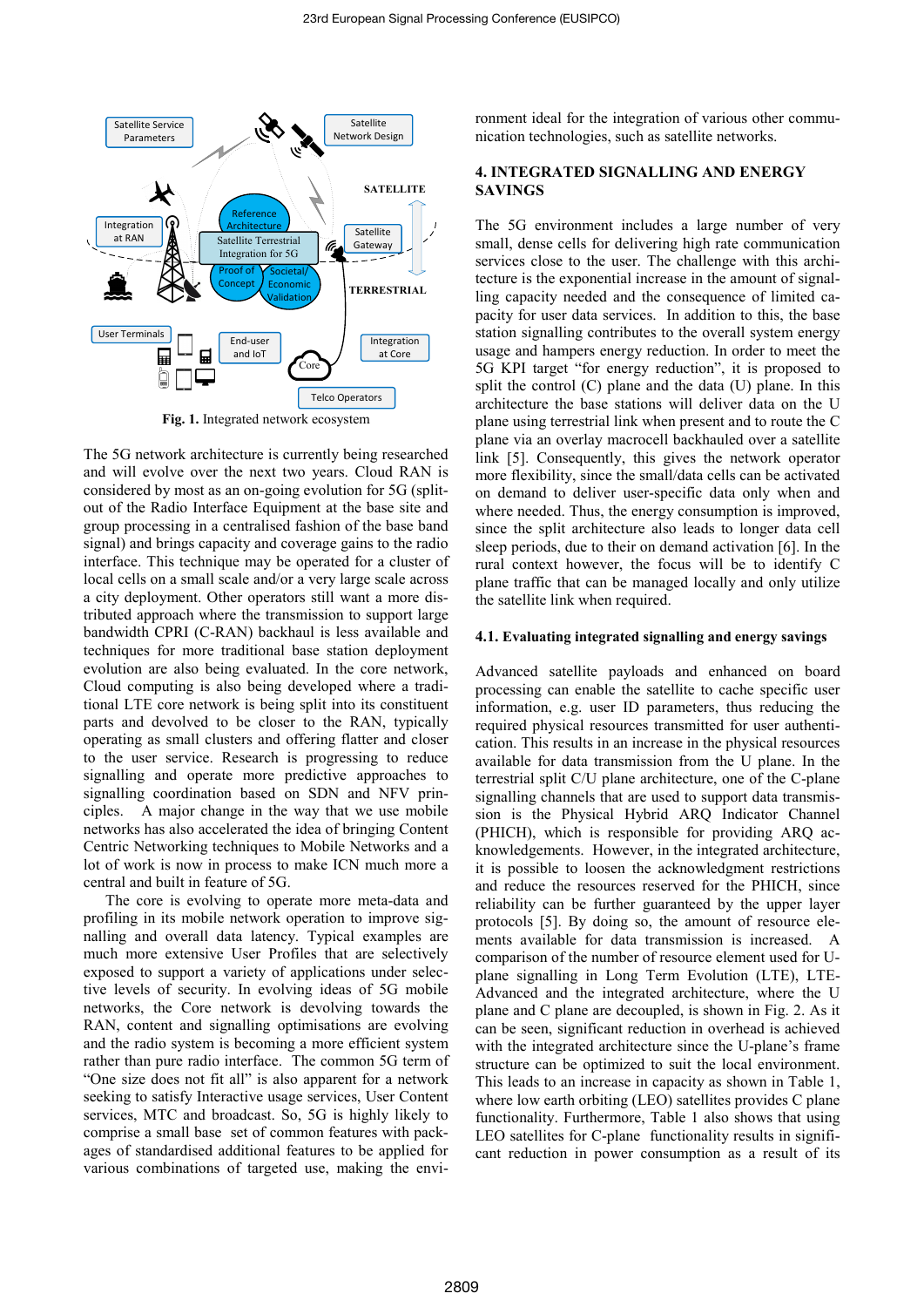Fig. 1. Integrated network ecosystem

The 5G network architecture is currently being researched and will evolve over the next two years. Cloud RAN is considered by most as an on-going evolution for 5G (split-out of the Radio Interface Equipment at the base site and group processing in a centralised fashion of the base band signal) and brings capacity and coverage gains to the radio interface. This technique may be operated for a cluster of local cells on a small scale and/or a very large scale across a city deployment. Other operators still want a more distributed approach where the transmission to support large bandwidth CPRI (C-RAN) backhaul is less available and techniques for more traditional base station deployment evolution are also being evaluated. In the core network, Cloud computing is also being developed where a traditional LTE core network is being split into its constituent parts and devolved to be closer to the RAN, typically operating as small clusters and offering flatter and closer to the user service. Research is progressing to reduce signalling and operate more predictive approaches to signalling coordination based on SDN and NFV principles. A major change in the way that we use mobile networks has also accelerated the idea of bringing Content Centric Networking techniques to Mobile Networks and a lot of work is now in process to make ICN much more a central and built in feature of 5G.

The core is evolving to operate more meta-data and profiling in its mobile network operation to improve signalling and overall data latency. Typical examples are much more extensive User Profiles that are selectively exposed to support a variety of applications under selective levels of security. In evolving ideas of 5G mobile networks, the Core network is devolving towards the RAN, content and signalling optimisations are evolving and the radio system is becoming a more efficient system rather than pure radio interface. The common 5G term of "One size does not fit all" is also apparent for a network seeking to satisfy Interactive usage services, User Content services, MTC and broadcast. So, 5G is highly likely to comprise a small base set of common features with packages of standardised additional features to be applied for various combinations of targeted use, making the environment ideal for the integration of various other communication technologies, such as satellite networks.

## 4. INTEGRATED SIGNALLING AND ENERGY SAVINGS

The 5G environment includes a large number of very small, dense cells for delivering high rate communication services close to the user. The challenge with this architecture is the exponential increase in the amount of signalling capacity needed and the consequence of limited capacity for user data services. In addition to this, the base station signalling contributes to the overall system energy usage and hampers energy reduction. In order to meet the 5G KPI target "for energy reduction", it is proposed to split the control (C) plane and the data (U) plane. In this architecture the base stations will deliver data on the U plane using terrestrial link when present and to route the C plane via an overlay macrocell backhauled over a satellite link [5]. Consequently, this gives the network operator more flexibility, since the small/data cells can be activated on demand to deliver user-specific data only when and where needed. Thus, the energy consumption is improved, since the split architecture also leads to longer data cell sleep periods, due to their on demand activation [6]. In the rural context however, the focus will be to identify C plane traffic that can be managed locally and only utilize the satellite link when required.

### 4.1. Evaluating integrated signalling and energy savings

Advanced satellite payloads and enhanced on board processing can enable the satellite to cache specific user information, e.g. user ID parameters, thus reducing the required physical resources transmitted for user authentication. This results in an increase in the physical resources available for data transmission from the U plane. In the terrestrial split C/U plane architecture, one of the C-plane signalling channels that are used to support data transmission is the Physical Hybrid ARQ Indicator Channel (PHICH), which is responsible for providing ARQ acknowledgements. However, in the integrated architecture, it is possible to loosen the acknowledgment restrictions and reduce the resources reserved for the PHICH, since reliability can be further guaranteed by the upper layer protocols [5]. By doing so, the amount of resource elements available for data transmission is increased. A comparison of the number of resource element used for U-plane signalling in Long Term Evolution (LTE), LTE-Advanced and the integrated architecture, where the U plane and C plane are decoupled, is shown in Fig. 2. As it can be seen, significant reduction in overhead is achieved with the integrated architecture since the U-plane's frame structure can be optimized to suit the local environment. This leads to an increase in capacity as shown in Table 1, where low earth orbiting (LEO) satellites provides C plane functionality. Furthermore, Table 1 also shows that using LEO satellites for C-plane functionality results in significant reduction in power consumption as a result of its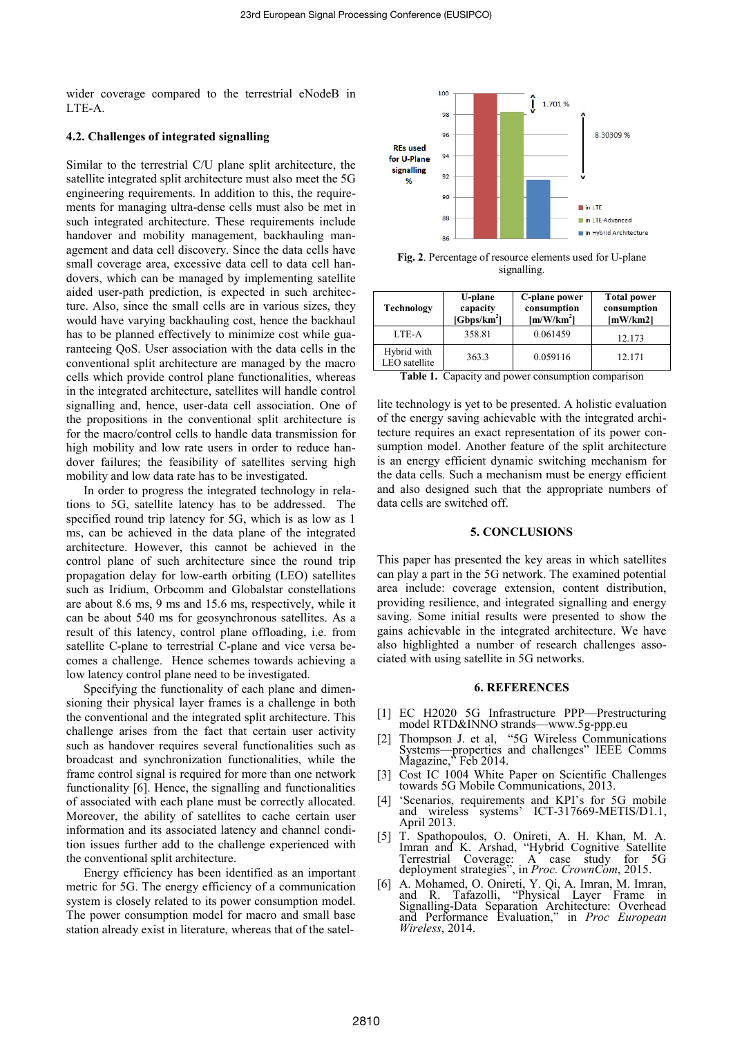wider coverage compared to the terrestrial eNodeB in LTE-A.

### 4.2. Challenges of integrated signalling

Similar to the terrestrial C/U plane split architecture, the satellite integrated split architecture must also meet the 5G engineering requirements. In addition to this, the requirements for managing ultra-dense cells must also be met in such integrated architecture. These requirements include handover and mobility management, backhauling management and data cell discovery. Since the data cells have small coverage area, excessive data cell to data cell handovers, which can be managed by implementing satellite aided user-path prediction, is expected in such architecture. Also, since the small cells are in various sizes, they would have varying backhauling cost, hence the backhaul has to be planned effectively to minimize cost while guaranteeing QoS. User association with the data cells in the conventional split architecture are managed by the macro cells which provide control plane functionalities, whereas in the integrated architecture, satellites will handle control signalling and, hence, user-data cell association. One of the propositions in the conventional split architecture is for the macro/control cells to handle data transmission for high mobility and low rate users in order to reduce handover failures; the feasibility of satellites serving high mobility and low data rate has to be investigated.

In order to progress the integrated technology in relations to 5G, satellite latency has to be addressed. The specified round trip latency for 5G, which is as low as 1 ms, can be achieved in the data plane of the integrated architecture. However, this cannot be achieved in the control plane of such architecture since the round trip propagation delay for low-earth orbiting (LEO) satellites such as Iridium, Orbcomm and Globalstar constellations are about 8.6 ms, 9 ms and 15.6 ms, respectively, while it can be about 540 ms for geosynchronous satellites. As a result of this latency, control plane offloading, i.e. from satellite C-plane to terrestrial C-plane and vice versa becomes a challenge. Hence schemes towards achieving a low latency control plane need to be investigated.

Specifying the functionality of each plane and dimensioning their physical layer frames is a challenge in both the conventional and the integrated split architecture. This challenge arises from the fact that certain user activity such as handover requires several functionalities such as broadcast and synchronization functionalities, while the frame control signal is required for more than one network functionality [6]. Hence, the signalling and functionalities of associated with each plane must be correctly allocated. Moreover, the ability of satellites to cache certain user information and its associated latency and channel condition issues further add to the challenge experienced with the conventional split architecture.

Energy efficiency has been identified as an important metric for 5G. The energy efficiency of a communication system is closely related to its power consumption model. The power consumption model for macro and small base station already exist in literature, whereas that of the satellite technology is yet to be presented. A holistic evaluation of the energy saving achievable with the integrated architecture requires an exact representation of its power consumption model. Another feature of the split architecture is an energy efficient dynamic switching mechanism for the data cells. Such a mechanism must be energy efficient and also designed such that the appropriate numbers of data cells are switched off.

REs used for U-Plane signalling %

100
98
96
94
92
90
88
86

1.701 %

8.30309 %

in LTE
in LTE-Advanced
in Hybrid Architecture

**Fig. 2**. Percentage of resource elements used for U-plane signalling.

| Technology | U-plane capacity [Gbps/km$^2$] | C-plane power consumption [m/W/km$^2$] | Total power consumption [mW/km2] |
|---|---|---|---|
| LTE-A | 358.81 | 0.061459 | 12.173 |
| Hybrid with LEO satellite | 363.3 | 0.059116 | 12.171 |

**Table 1.** Capacity and power consumption comparison

## 5. CONCLUSIONS

This paper has presented the key areas in which satellites can play a part in the 5G network. The examined potential area include: coverage extension, content distribution, providing resilience, and integrated signalling and energy saving. Some initial results were presented to show the gains achievable in the integrated architecture. We have also highlighted a number of research challenges associated with using satellite in 5G networks.

## 6. REFERENCES

[1] EC H2020 5G Infrastructure PPP—Prestructuring model RTD&INNO strands—www.5g-ppp.eu

[2] Thompson J. et al, "5G Wireless Communications Systems—properties and challenges" IEEE Comms Magazine," Feb 2014.

[3] Cost IC 1004 White Paper on Scientific Challenges towards 5G Mobile Communications, 2013.

[4] 'Scenarios, requirements and KPI's for 5G mobile and wireless systems' ICT-317669-METIS/D1.1, April 2013.

[5] T. Spathopoulos, O. Onireti, A. H. Khan, M. A. Imran and K. Arshad, "Hybrid Cognitive Satellite Terrestrial Coverage: A case study for 5G deployment strategies", in *Proc. CrownCom*, 2015.

[6] A. Mohamed, O. Onireti, Y. Qi, A. Imran, M. Imran, and R. Tafazolli, "Physical Layer Frame in Signalling-Data Separation Architecture: Overhead and Performance Evaluation," in *Proc European Wireless*, 2014.